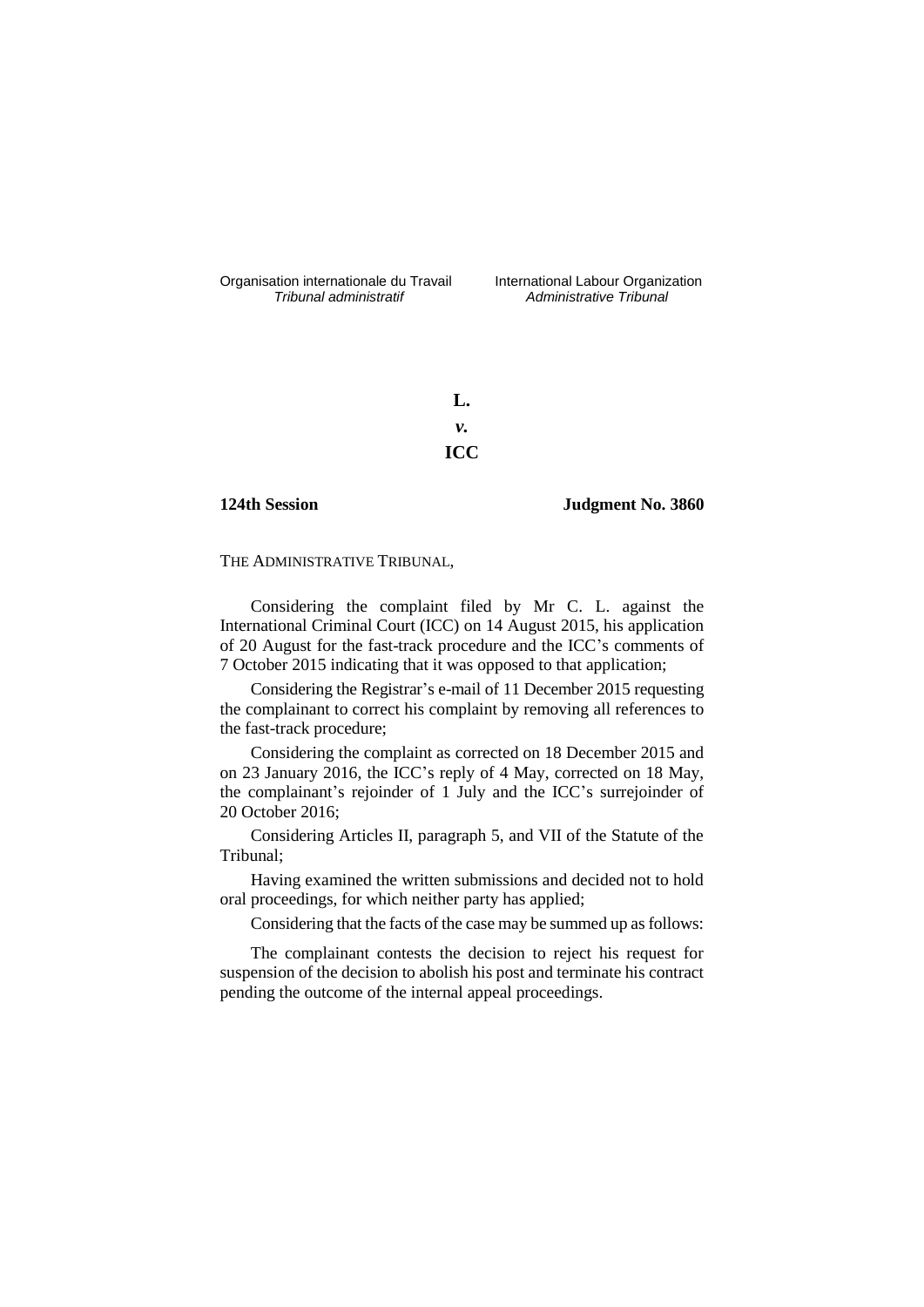Organisation internationale du Travail
*Tribunal administratif*

International Labour Organization
*Administrative Tribunal*

**L.**

***v.***

**ICC**

**124th Session** **Judgment No. 3860**

THE ADMINISTRATIVE TRIBUNAL,

Considering the complaint filed by Mr C. L. against the International Criminal Court (ICC) on 14 August 2015, his application of 20 August for the fast-track procedure and the ICC's comments of 7 October 2015 indicating that it was opposed to that application;

Considering the Registrar's e-mail of 11 December 2015 requesting the complainant to correct his complaint by removing all references to the fast-track procedure;

Considering the complaint as corrected on 18 December 2015 and on 23 January 2016, the ICC's reply of 4 May, corrected on 18 May, the complainant's rejoinder of 1 July and the ICC's surrejoinder of 20 October 2016;

Considering Articles II, paragraph 5, and VII of the Statute of the Tribunal;

Having examined the written submissions and decided not to hold oral proceedings, for which neither party has applied;

Considering that the facts of the case may be summed up as follows:

The complainant contests the decision to reject his request for suspension of the decision to abolish his post and terminate his contract pending the outcome of the internal appeal proceedings.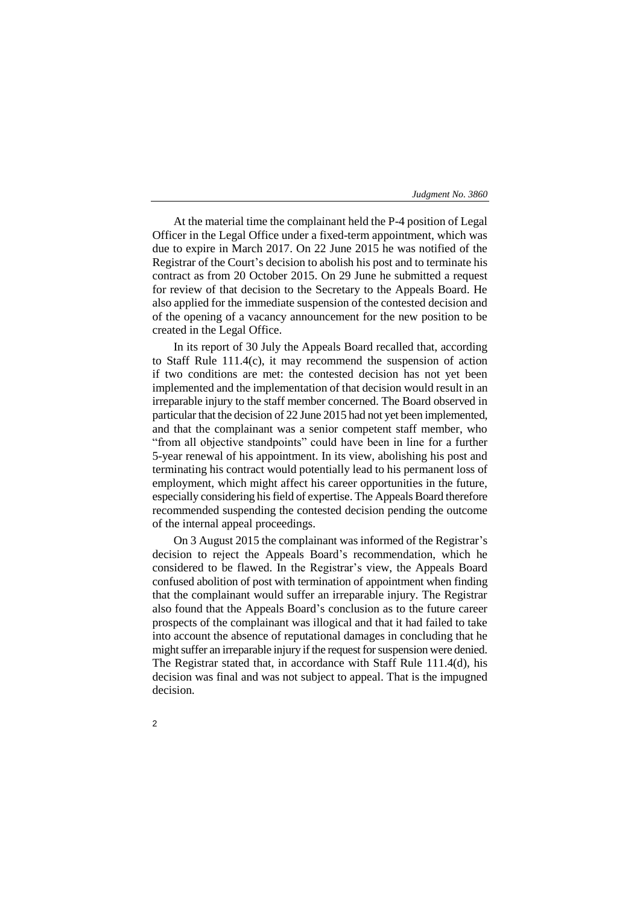At the material time the complainant held the P-4 position of Legal Officer in the Legal Office under a fixed-term appointment, which was due to expire in March 2017. On 22 June 2015 he was notified of the Registrar of the Court's decision to abolish his post and to terminate his contract as from 20 October 2015. On 29 June he submitted a request for review of that decision to the Secretary to the Appeals Board. He also applied for the immediate suspension of the contested decision and of the opening of a vacancy announcement for the new position to be created in the Legal Office.

In its report of 30 July the Appeals Board recalled that, according to Staff Rule 111.4(c), it may recommend the suspension of action if two conditions are met: the contested decision has not yet been implemented and the implementation of that decision would result in an irreparable injury to the staff member concerned. The Board observed in particular that the decision of 22 June 2015 had not yet been implemented, and that the complainant was a senior competent staff member, who "from all objective standpoints" could have been in line for a further 5-year renewal of his appointment. In its view, abolishing his post and terminating his contract would potentially lead to his permanent loss of employment, which might affect his career opportunities in the future, especially considering his field of expertise. The Appeals Board therefore recommended suspending the contested decision pending the outcome of the internal appeal proceedings.

On 3 August 2015 the complainant was informed of the Registrar's decision to reject the Appeals Board's recommendation, which he considered to be flawed. In the Registrar's view, the Appeals Board confused abolition of post with termination of appointment when finding that the complainant would suffer an irreparable injury. The Registrar also found that the Appeals Board's conclusion as to the future career prospects of the complainant was illogical and that it had failed to take into account the absence of reputational damages in concluding that he might suffer an irreparable injury if the request for suspension were denied. The Registrar stated that, in accordance with Staff Rule 111.4(d), his decision was final and was not subject to appeal. That is the impugned decision.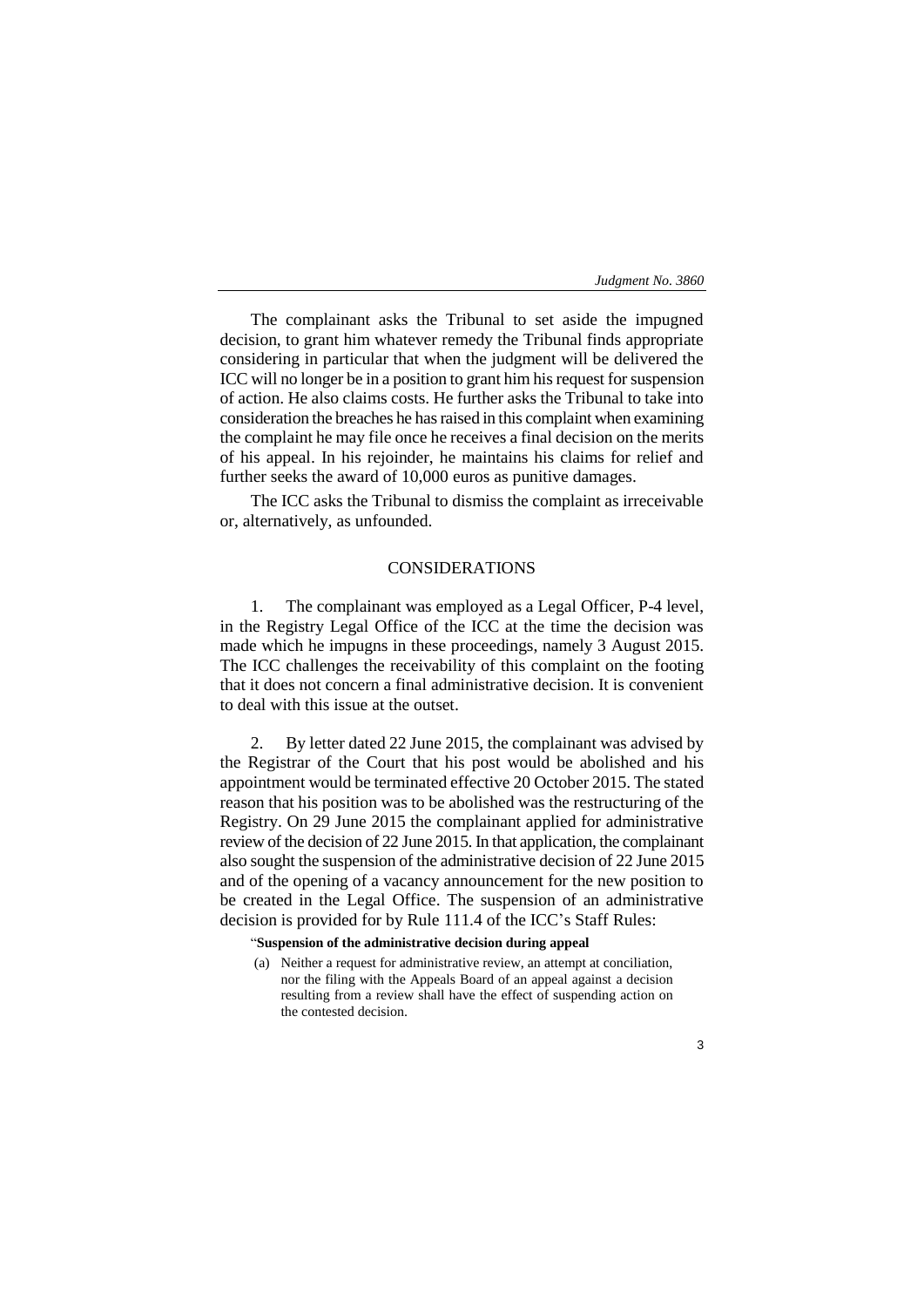The complainant asks the Tribunal to set aside the impugned decision, to grant him whatever remedy the Tribunal finds appropriate considering in particular that when the judgment will be delivered the ICC will no longer be in a position to grant him his request for suspension of action. He also claims costs. He further asks the Tribunal to take into consideration the breaches he has raised in this complaint when examining the complaint he may file once he receives a final decision on the merits of his appeal. In his rejoinder, he maintains his claims for relief and further seeks the award of 10,000 euros as punitive damages.

The ICC asks the Tribunal to dismiss the complaint as irreceivable or, alternatively, as unfounded.

## CONSIDERATIONS

1. The complainant was employed as a Legal Officer, P-4 level, in the Registry Legal Office of the ICC at the time the decision was made which he impugns in these proceedings, namely 3 August 2015. The ICC challenges the receivability of this complaint on the footing that it does not concern a final administrative decision. It is convenient to deal with this issue at the outset.

2. By letter dated 22 June 2015, the complainant was advised by the Registrar of the Court that his post would be abolished and his appointment would be terminated effective 20 October 2015. The stated reason that his position was to be abolished was the restructuring of the Registry. On 29 June 2015 the complainant applied for administrative review of the decision of 22 June 2015. In that application, the complainant also sought the suspension of the administrative decision of 22 June 2015 and of the opening of a vacancy announcement for the new position to be created in the Legal Office. The suspension of an administrative decision is provided for by Rule 111.4 of the ICC's Staff Rules:

> "**Suspension of the administrative decision during appeal**
>
> (a) Neither a request for administrative review, an attempt at conciliation, nor the filing with the Appeals Board of an appeal against a decision resulting from a review shall have the effect of suspending action on the contested decision.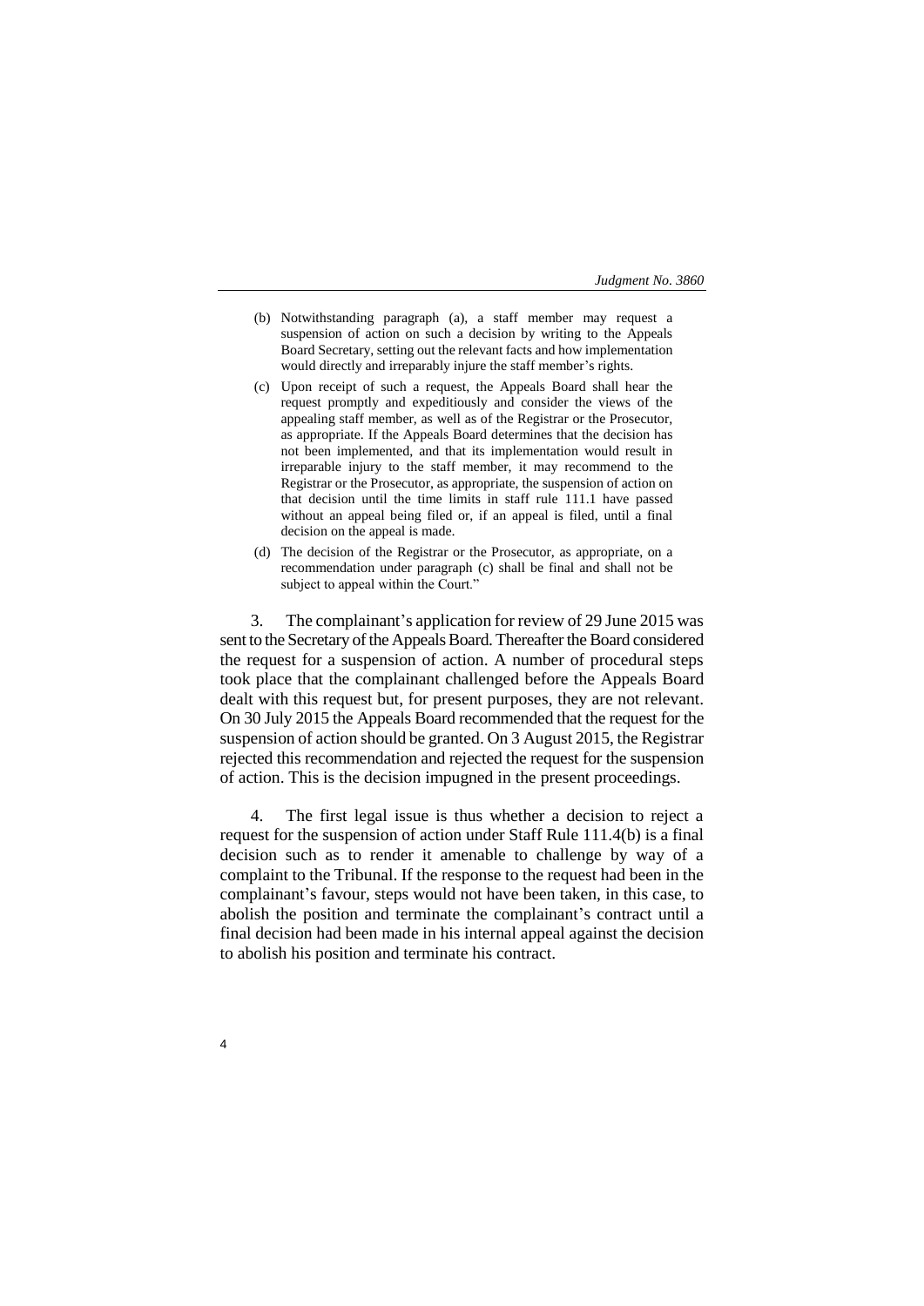(b) Notwithstanding paragraph (a), a staff member may request a suspension of action on such a decision by writing to the Appeals Board Secretary, setting out the relevant facts and how implementation would directly and irreparably injure the staff member's rights.

(c) Upon receipt of such a request, the Appeals Board shall hear the request promptly and expeditiously and consider the views of the appealing staff member, as well as of the Registrar or the Prosecutor, as appropriate. If the Appeals Board determines that the decision has not been implemented, and that its implementation would result in irreparable injury to the staff member, it may recommend to the Registrar or the Prosecutor, as appropriate, the suspension of action on that decision until the time limits in staff rule 111.1 have passed without an appeal being filed or, if an appeal is filed, until a final decision on the appeal is made.

(d) The decision of the Registrar or the Prosecutor, as appropriate, on a recommendation under paragraph (c) shall be final and shall not be subject to appeal within the Court."

3. The complainant's application for review of 29 June 2015 was sent to the Secretary of the Appeals Board. Thereafter the Board considered the request for a suspension of action. A number of procedural steps took place that the complainant challenged before the Appeals Board dealt with this request but, for present purposes, they are not relevant. On 30 July 2015 the Appeals Board recommended that the request for the suspension of action should be granted. On 3 August 2015, the Registrar rejected this recommendation and rejected the request for the suspension of action. This is the decision impugned in the present proceedings.

4. The first legal issue is thus whether a decision to reject a request for the suspension of action under Staff Rule 111.4(b) is a final decision such as to render it amenable to challenge by way of a complaint to the Tribunal. If the response to the request had been in the complainant's favour, steps would not have been taken, in this case, to abolish the position and terminate the complainant's contract until a final decision had been made in his internal appeal against the decision to abolish his position and terminate his contract.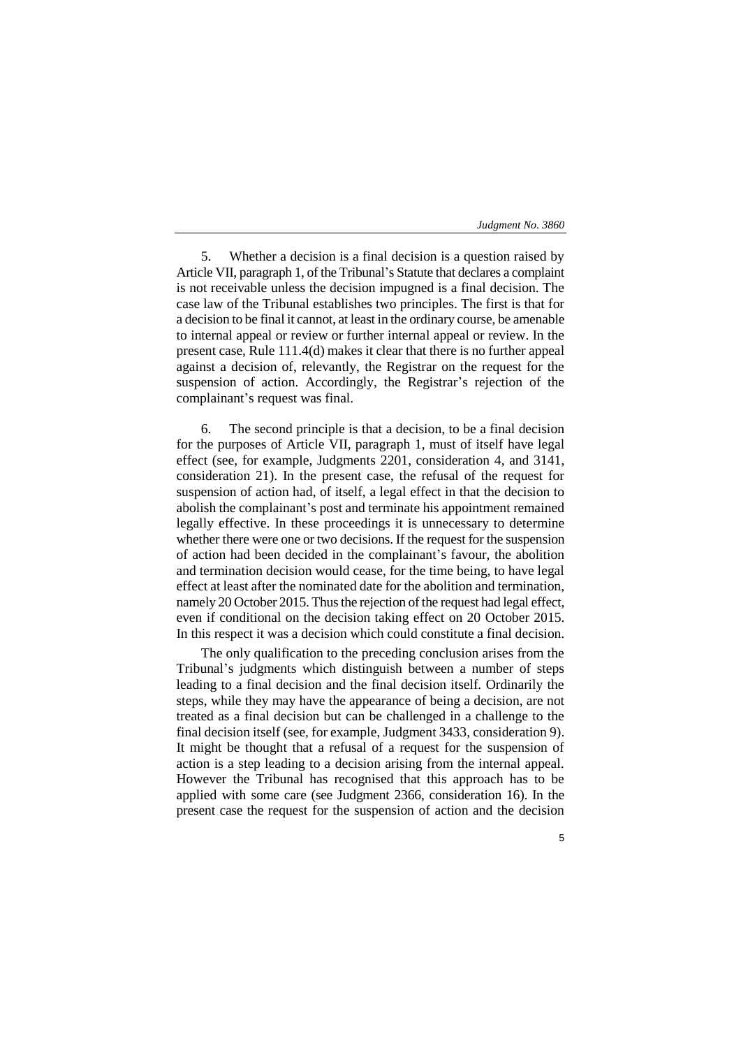5. Whether a decision is a final decision is a question raised by Article VII, paragraph 1, of the Tribunal's Statute that declares a complaint is not receivable unless the decision impugned is a final decision. The case law of the Tribunal establishes two principles. The first is that for a decision to be final it cannot, at least in the ordinary course, be amenable to internal appeal or review or further internal appeal or review. In the present case, Rule 111.4(d) makes it clear that there is no further appeal against a decision of, relevantly, the Registrar on the request for the suspension of action. Accordingly, the Registrar's rejection of the complainant's request was final.

6. The second principle is that a decision, to be a final decision for the purposes of Article VII, paragraph 1, must of itself have legal effect (see, for example, Judgments 2201, consideration 4, and 3141, consideration 21). In the present case, the refusal of the request for suspension of action had, of itself, a legal effect in that the decision to abolish the complainant's post and terminate his appointment remained legally effective. In these proceedings it is unnecessary to determine whether there were one or two decisions. If the request for the suspension of action had been decided in the complainant's favour, the abolition and termination decision would cease, for the time being, to have legal effect at least after the nominated date for the abolition and termination, namely 20 October 2015. Thus the rejection of the request had legal effect, even if conditional on the decision taking effect on 20 October 2015. In this respect it was a decision which could constitute a final decision.

The only qualification to the preceding conclusion arises from the Tribunal's judgments which distinguish between a number of steps leading to a final decision and the final decision itself. Ordinarily the steps, while they may have the appearance of being a decision, are not treated as a final decision but can be challenged in a challenge to the final decision itself (see, for example, Judgment 3433, consideration 9). It might be thought that a refusal of a request for the suspension of action is a step leading to a decision arising from the internal appeal. However the Tribunal has recognised that this approach has to be applied with some care (see Judgment 2366, consideration 16). In the present case the request for the suspension of action and the decision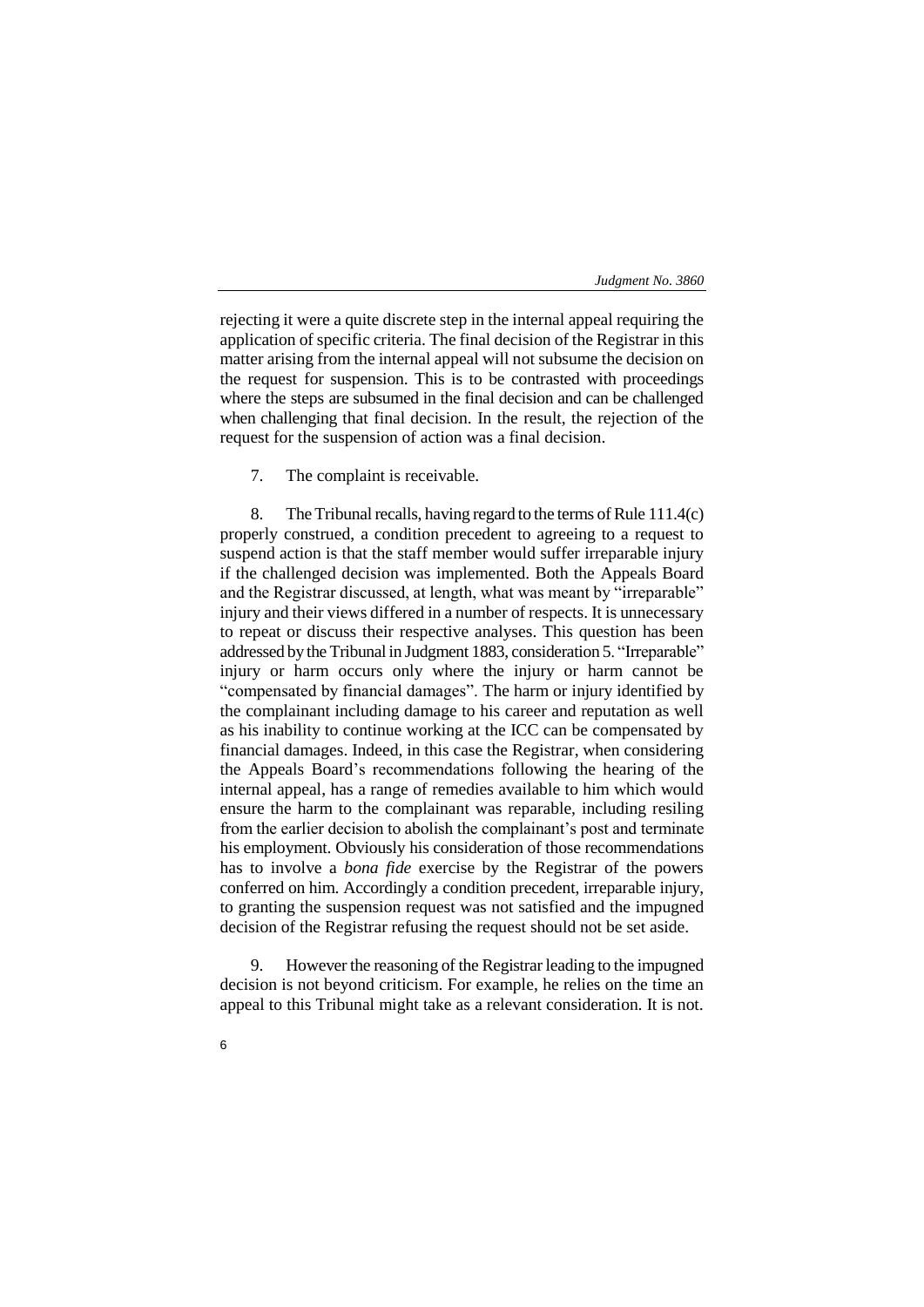rejecting it were a quite discrete step in the internal appeal requiring the application of specific criteria. The final decision of the Registrar in this matter arising from the internal appeal will not subsume the decision on the request for suspension. This is to be contrasted with proceedings where the steps are subsumed in the final decision and can be challenged when challenging that final decision. In the result, the rejection of the request for the suspension of action was a final decision.

7. The complaint is receivable.

8. The Tribunal recalls, having regard to the terms of Rule 111.4(c) properly construed, a condition precedent to agreeing to a request to suspend action is that the staff member would suffer irreparable injury if the challenged decision was implemented. Both the Appeals Board and the Registrar discussed, at length, what was meant by "irreparable" injury and their views differed in a number of respects. It is unnecessary to repeat or discuss their respective analyses. This question has been addressed by the Tribunal in Judgment 1883, consideration 5. "Irreparable" injury or harm occurs only where the injury or harm cannot be "compensated by financial damages". The harm or injury identified by the complainant including damage to his career and reputation as well as his inability to continue working at the ICC can be compensated by financial damages. Indeed, in this case the Registrar, when considering the Appeals Board's recommendations following the hearing of the internal appeal, has a range of remedies available to him which would ensure the harm to the complainant was reparable, including resiling from the earlier decision to abolish the complainant's post and terminate his employment. Obviously his consideration of those recommendations has to involve a *bona fide* exercise by the Registrar of the powers conferred on him. Accordingly a condition precedent, irreparable injury, to granting the suspension request was not satisfied and the impugned decision of the Registrar refusing the request should not be set aside.

9. However the reasoning of the Registrar leading to the impugned decision is not beyond criticism. For example, he relies on the time an appeal to this Tribunal might take as a relevant consideration. It is not.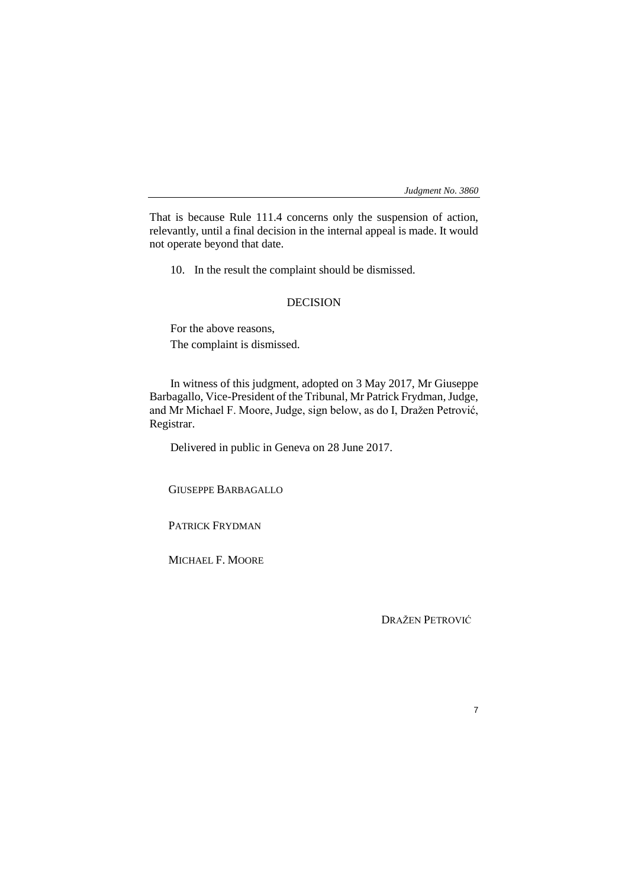That is because Rule 111.4 concerns only the suspension of action, relevantly, until a final decision in the internal appeal is made. It would not operate beyond that date.

10. In the result the complaint should be dismissed.

## DECISION

For the above reasons,

The complaint is dismissed.

In witness of this judgment, adopted on 3 May 2017, Mr Giuseppe Barbagallo, Vice-President of the Tribunal, Mr Patrick Frydman, Judge, and Mr Michael F. Moore, Judge, sign below, as do I, Dražen Petrović, Registrar.

Delivered in public in Geneva on 28 June 2017.

GIUSEPPE BARBAGALLO

PATRICK FRYDMAN

MICHAEL F. MOORE

DRAŽEN PETROVIĆ